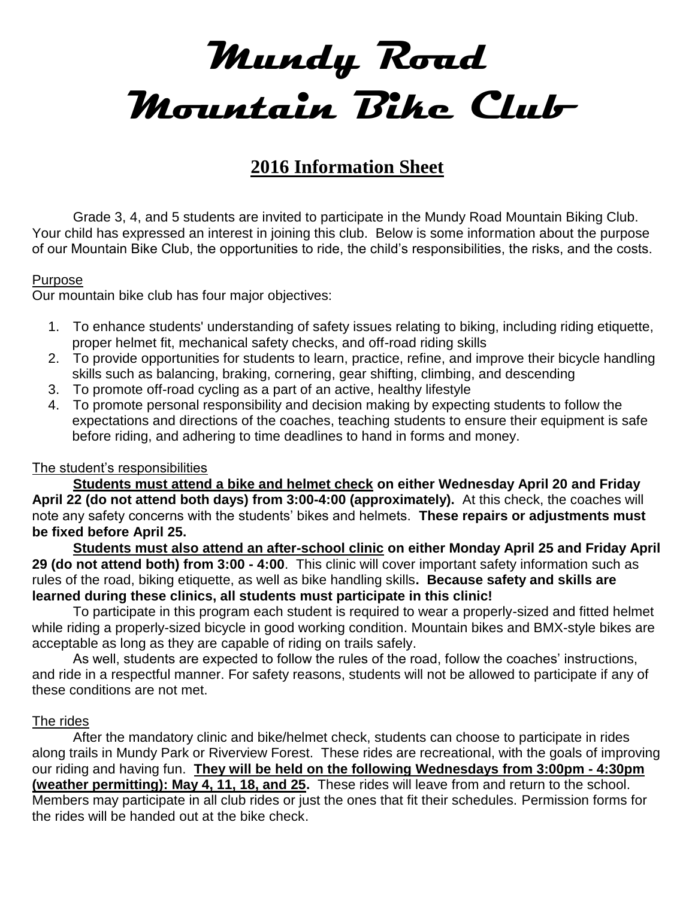# Mundy Road Mountain Bike Club

## 2016 Information Sheet

Grade 3, 4, and 5 students are invited to participate in the Mundy Road Mountain Biking Club. Your child has expressed an interest in joining this club. Below is some information about the purpose of our Mountain Bike Club, the opportunities to ride, the child's responsibilities, the risks, and the costs.

### Purpose

Our mountain bike club has four major objectives:

1. To enhance students' understanding of safety issues relating to biking, including riding etiquette, proper helmet fit, mechanical safety checks, and off-road riding skills
2. To provide opportunities for students to learn, practice, refine, and improve their bicycle handling skills such as balancing, braking, cornering, gear shifting, climbing, and descending
3. To promote off-road cycling as a part of an active, healthy lifestyle
4. To promote personal responsibility and decision making by expecting students to follow the expectations and directions of the coaches, teaching students to ensure their equipment is safe before riding, and adhering to time deadlines to hand in forms and money.

### The student's responsibilities

**Students must attend a bike and helmet check on either Wednesday April 20 and Friday April 22 (do not attend both days) from 3:00-4:00 (approximately).** At this check, the coaches will note any safety concerns with the students' bikes and helmets. **These repairs or adjustments must be fixed before April 25.**

**Students must also attend an after-school clinic on either Monday April 25 and Friday April 29 (do not attend both) from 3:00 - 4:00**. This clinic will cover important safety information such as rules of the road, biking etiquette, as well as bike handling skills**. Because safety and skills are learned during these clinics, all students must participate in this clinic!**

To participate in this program each student is required to wear a properly-sized and fitted helmet while riding a properly-sized bicycle in good working condition. Mountain bikes and BMX-style bikes are acceptable as long as they are capable of riding on trails safely.

As well, students are expected to follow the rules of the road, follow the coaches' instructions, and ride in a respectful manner. For safety reasons, students will not be allowed to participate if any of these conditions are not met.

### The rides

After the mandatory clinic and bike/helmet check, students can choose to participate in rides along trails in Mundy Park or Riverview Forest. These rides are recreational, with the goals of improving our riding and having fun. **They will be held on the following Wednesdays from 3:00pm - 4:30pm (weather permitting): May 4, 11, 18, and 25.** These rides will leave from and return to the school. Members may participate in all club rides or just the ones that fit their schedules. Permission forms for the rides will be handed out at the bike check.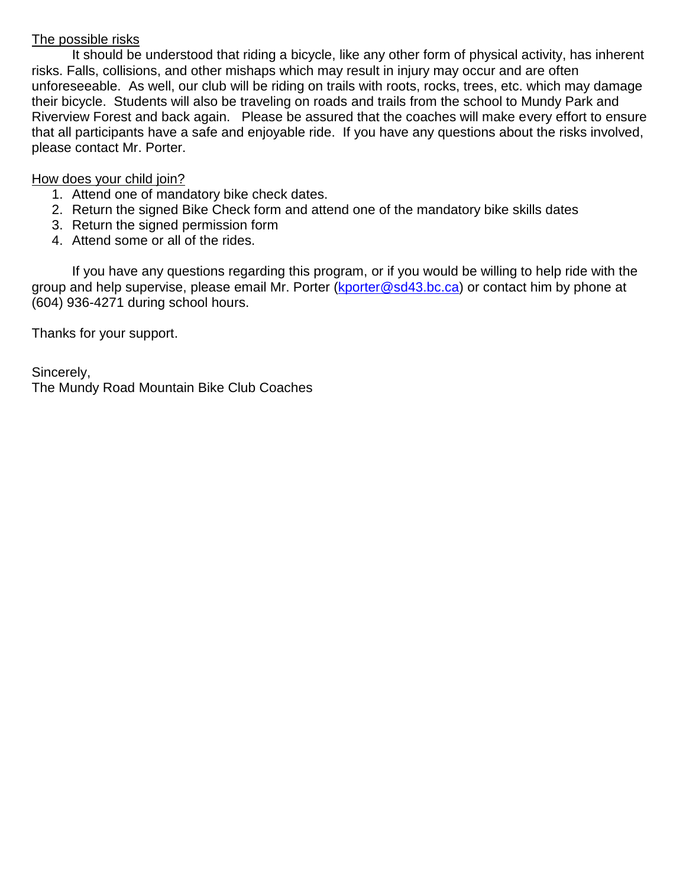<u>The possible risks</u>

It should be understood that riding a bicycle, like any other form of physical activity, has inherent risks. Falls, collisions, and other mishaps which may result in injury may occur and are often unforeseeable. As well, our club will be riding on trails with roots, rocks, trees, etc. which may damage their bicycle. Students will also be traveling on roads and trails from the school to Mundy Park and Riverview Forest and back again. Please be assured that the coaches will make every effort to ensure that all participants have a safe and enjoyable ride. If you have any questions about the risks involved, please contact Mr. Porter.

<u>How does your child join?</u>

1. Attend one of mandatory bike check dates.
2. Return the signed Bike Check form and attend one of the mandatory bike skills dates
3. Return the signed permission form
4. Attend some or all of the rides.

If you have any questions regarding this program, or if you would be willing to help ride with the group and help supervise, please email Mr. Porter (kporter@sd43.bc.ca) or contact him by phone at (604) 936-4271 during school hours.

Thanks for your support.

Sincerely,
The Mundy Road Mountain Bike Club Coaches